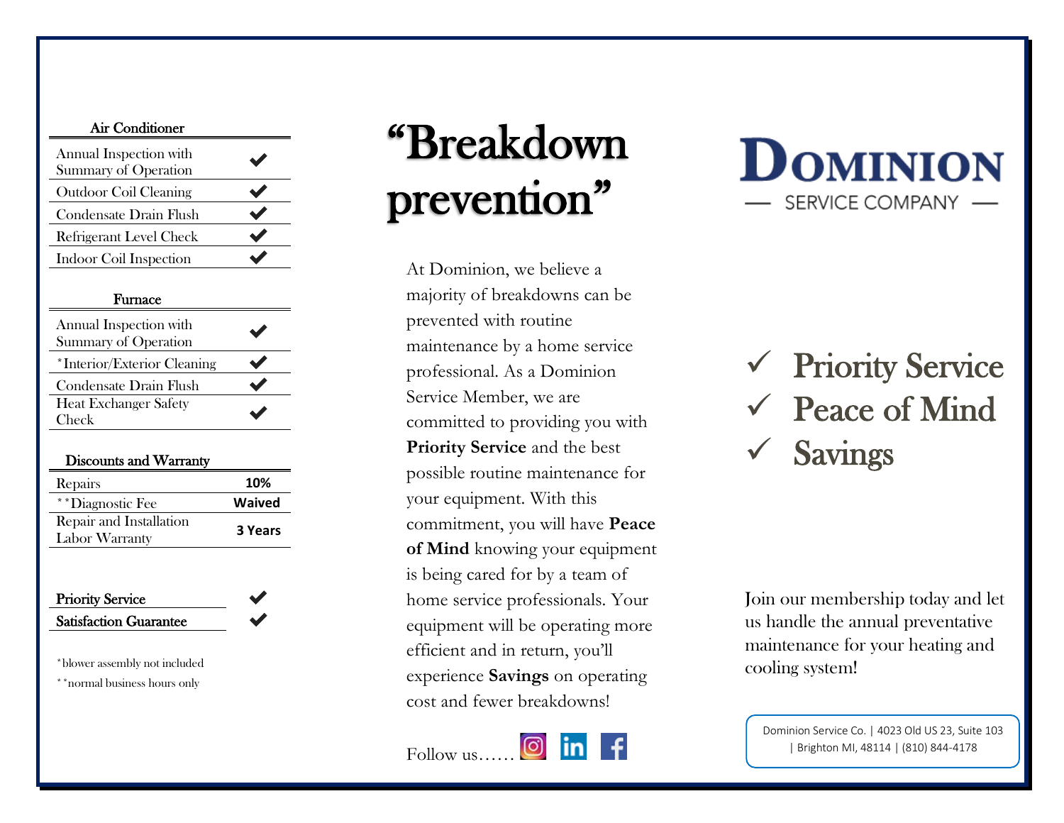### Air Conditioner

| Service | |
|---|---|
| Annual Inspection with Summary of Operation | ✔ |
| Outdoor Coil Cleaning | ✔ |
| Condensate Drain Flush | ✔ |
| Refrigerant Level Check | ✔ |
| Indoor Coil Inspection | ✔ |

### Furnace

| Service | |
|---|---|
| Annual Inspection with Summary of Operation | ✔ |
| *Interior/Exterior Cleaning | ✔ |
| Condensate Drain Flush | ✔ |
| Heat Exchanger Safety Check | ✔ |

### Discounts and Warranty

| Item | |
|---|---|
| Repairs | **10%** |
| **Diagnostic Fee | **Waived** |
| Repair and Installation Labor Warranty | **3 Years** |

| | |
|---|---|
| Priority Service | ✔ |
| Satisfaction Guarantee | ✔ |

*blower assembly not included

**normal business hours only

# "Breakdown prevention"

At Dominion, we believe a majority of breakdowns can be prevented with routine maintenance by a home service professional. As a Dominion Service Member, we are committed to providing you with **Priority Service** and the best possible routine maintenance for your equipment. With this commitment, you will have **Peace of Mind** knowing your equipment is being cared for by a team of home service professionals. Your equipment will be operating more efficient and in return, you'll experience **Savings** on operating cost and fewer breakdowns!

Follow us……

# DOMINION

— SERVICE COMPANY —

- ✓ Priority Service
- ✓ Peace of Mind
- ✓ Savings

Join our membership today and let us handle the annual preventative maintenance for your heating and cooling system!

Dominion Service Co. | 4023 Old US 23, Suite 103 | Brighton MI, 48114 | (810) 844-4178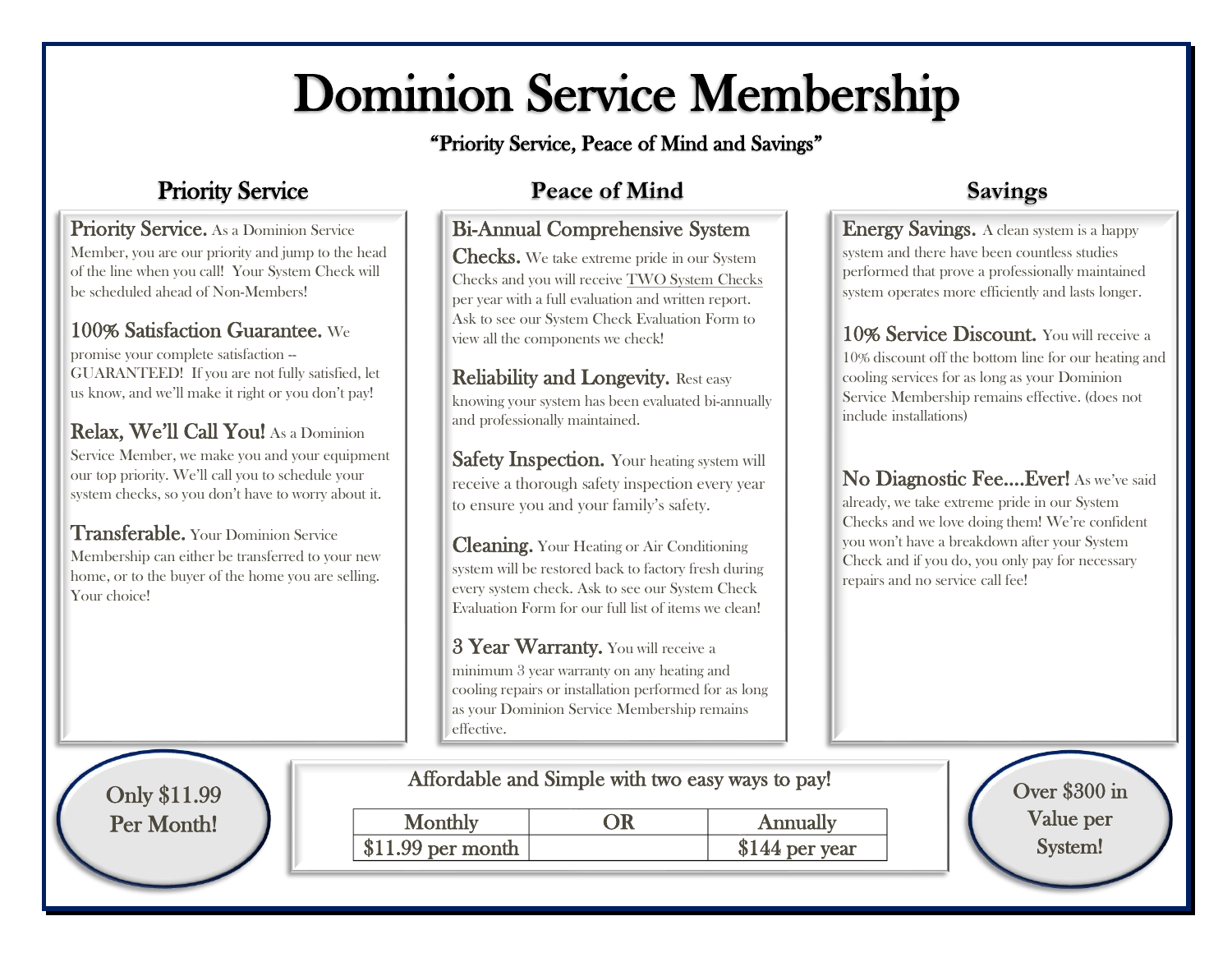# Dominion Service Membership

"Priority Service, Peace of Mind and Savings"

## Priority Service

**Priority Service.** As a Dominion Service Member, you are our priority and jump to the head of the line when you call! Your System Check will be scheduled ahead of Non-Members!

**100% Satisfaction Guarantee.** We promise your complete satisfaction -- GUARANTEED! If you are not fully satisfied, let us know, and we'll make it right or you don't pay!

**Relax, We'll Call You!** As a Dominion Service Member, we make you and your equipment our top priority. We'll call you to schedule your system checks, so you don't have to worry about it.

**Transferable.** Your Dominion Service Membership can either be transferred to your new home, or to the buyer of the home you are selling. Your choice!

## Peace of Mind

**Bi-Annual Comprehensive System Checks.** We take extreme pride in our System Checks and you will receive TWO System Checks per year with a full evaluation and written report. Ask to see our System Check Evaluation Form to view all the components we check!

**Reliability and Longevity.** Rest easy knowing your system has been evaluated bi-annually and professionally maintained.

**Safety Inspection.** Your heating system will receive a thorough safety inspection every year to ensure you and your family's safety.

**Cleaning.** Your Heating or Air Conditioning system will be restored back to factory fresh during every system check. Ask to see our System Check Evaluation Form for our full list of items we clean!

**3 Year Warranty.** You will receive a minimum 3 year warranty on any heating and cooling repairs or installation performed for as long as your Dominion Service Membership remains effective.

## Savings

**Energy Savings.** A clean system is a happy system and there have been countless studies performed that prove a professionally maintained system operates more efficiently and lasts longer.

**10% Service Discount.** You will receive a 10% discount off the bottom line for our heating and cooling services for as long as your Dominion Service Membership remains effective. (does not include installations)

**No Diagnostic Fee....Ever!** As we've said already, we take extreme pride in our System Checks and we love doing them! We're confident you won't have a breakdown after your System Check and if you do, you only pay for necessary repairs and no service call fee!

Only $11.99 Per Month!

Affordable and Simple with two easy ways to pay!

| Monthly | OR | Annually |
|---|---|---|
| $11.99 per month | | $144 per year |

Over $300 in Value per System!